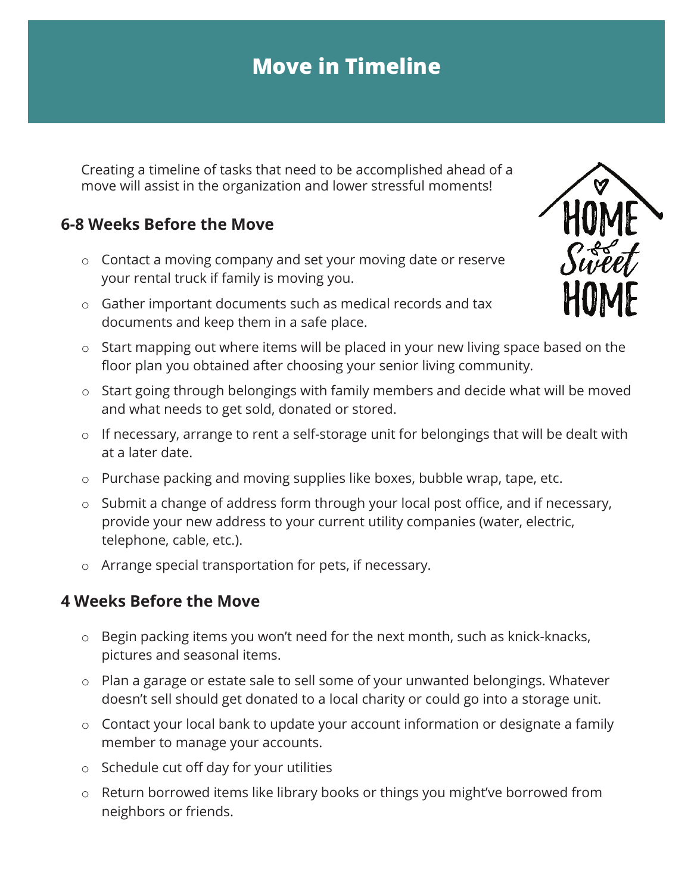# Move in Timeline

Creating a timeline of tasks that need to be accomplished ahead of a move will assist in the organization and lower stressful moments!

## 6-8 Weeks Before the Move

- Contact a moving company and set your moving date or reserve your rental truck if family is moving you.
- Gather important documents such as medical records and tax documents and keep them in a safe place.
- Start mapping out where items will be placed in your new living space based on the floor plan you obtained after choosing your senior living community.
- Start going through belongings with family members and decide what will be moved and what needs to get sold, donated or stored.
- If necessary, arrange to rent a self-storage unit for belongings that will be dealt with at a later date.
- Purchase packing and moving supplies like boxes, bubble wrap, tape, etc.
- Submit a change of address form through your local post office, and if necessary, provide your new address to your current utility companies (water, electric, telephone, cable, etc.).
- Arrange special transportation for pets, if necessary.

## 4 Weeks Before the Move

- Begin packing items you won't need for the next month, such as knick-knacks, pictures and seasonal items.
- Plan a garage or estate sale to sell some of your unwanted belongings. Whatever doesn't sell should get donated to a local charity or could go into a storage unit.
- Contact your local bank to update your account information or designate a family member to manage your accounts.
- Schedule cut off day for your utilities
- Return borrowed items like library books or things you might've borrowed from neighbors or friends.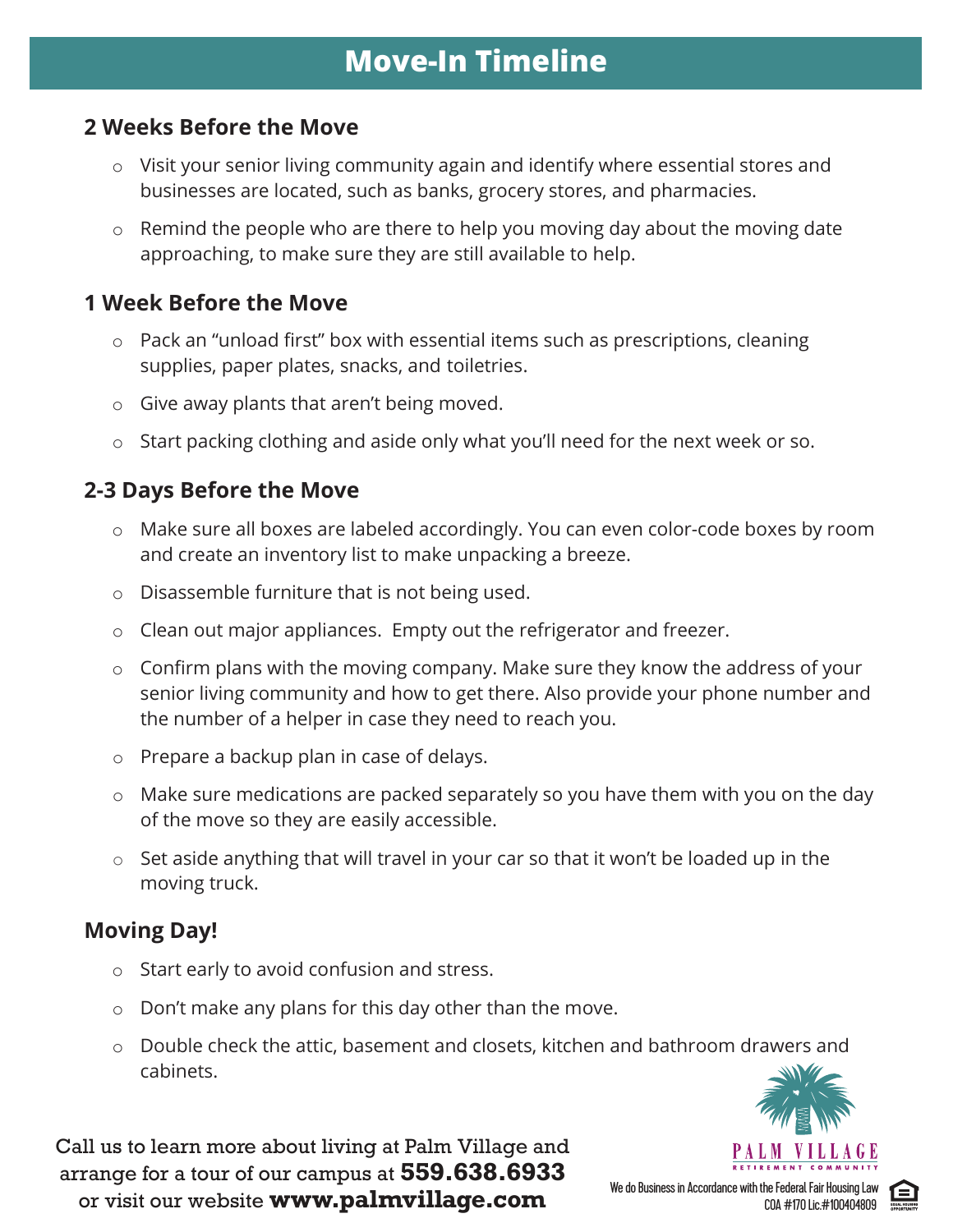# Move-In Timeline

## 2 Weeks Before the Move

- Visit your senior living community again and identify where essential stores and businesses are located, such as banks, grocery stores, and pharmacies.
- Remind the people who are there to help you moving day about the moving date approaching, to make sure they are still available to help.

## 1 Week Before the Move

- Pack an "unload first" box with essential items such as prescriptions, cleaning supplies, paper plates, snacks, and toiletries.
- Give away plants that aren't being moved.
- Start packing clothing and aside only what you'll need for the next week or so.

## 2-3 Days Before the Move

- Make sure all boxes are labeled accordingly. You can even color-code boxes by room and create an inventory list to make unpacking a breeze.
- Disassemble furniture that is not being used.
- Clean out major appliances. Empty out the refrigerator and freezer.
- Confirm plans with the moving company. Make sure they know the address of your senior living community and how to get there. Also provide your phone number and the number of a helper in case they need to reach you.
- Prepare a backup plan in case of delays.
- Make sure medications are packed separately so you have them with you on the day of the move so they are easily accessible.
- Set aside anything that will travel in your car so that it won't be loaded up in the moving truck.

## Moving Day!

- Start early to avoid confusion and stress.
- Don't make any plans for this day other than the move.
- Double check the attic, basement and closets, kitchen and bathroom drawers and cabinets.

Call us to learn more about living at Palm Village and arrange for a tour of our campus at **559.638.6933** or visit our website **www.palmvillage.com**

PALM VILLAGE RETIREMENT COMMUNITY

We do Business in Accordance with the Federal Fair Housing Law
COA #170 Lic.#100404809